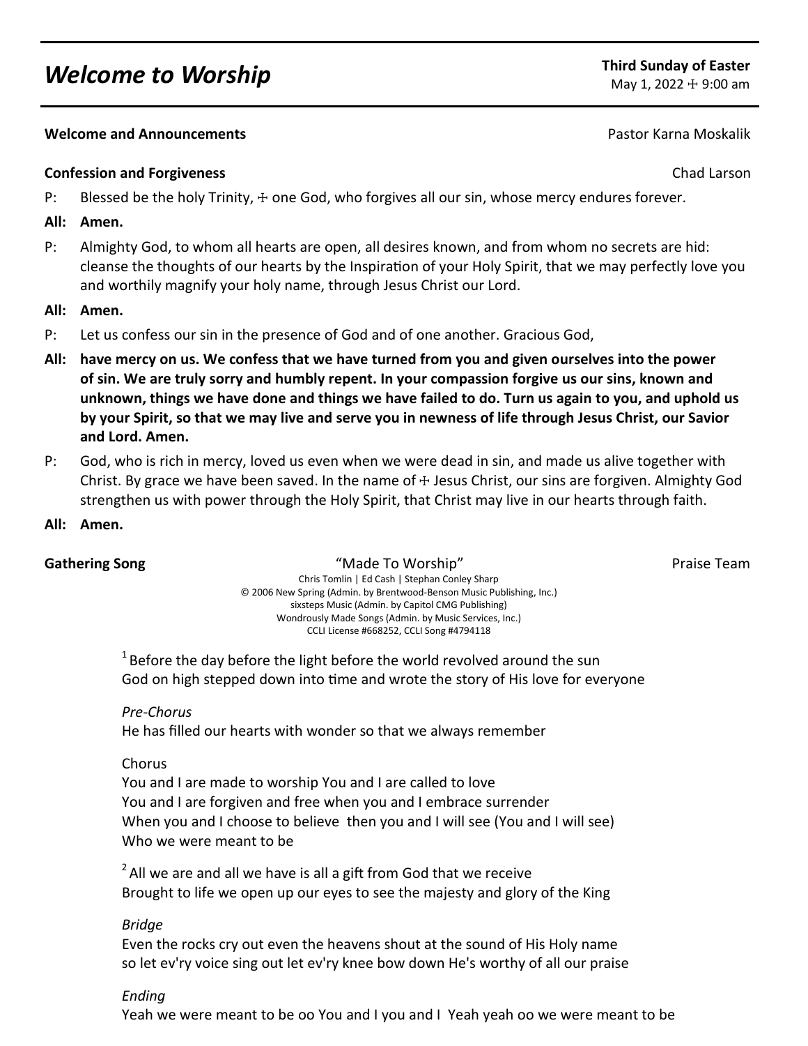# *Welcome to Worship*

**Third Sunday of Easter**
May 1, 2022 ☩ 9:00 am

**Welcome and Announcements** Pastor Karna Moskalik

**Confession and Forgiveness** Chad Larson

P: Blessed be the holy Trinity, ☩ one God, who forgives all our sin, whose mercy endures forever.

**All: Amen.**

P: Almighty God, to whom all hearts are open, all desires known, and from whom no secrets are hid: cleanse the thoughts of our hearts by the Inspiration of your Holy Spirit, that we may perfectly love you and worthily magnify your holy name, through Jesus Christ our Lord.

**All: Amen.**

P: Let us confess our sin in the presence of God and of one another. Gracious God,

**All: have mercy on us. We confess that we have turned from you and given ourselves into the power of sin. We are truly sorry and humbly repent. In your compassion forgive us our sins, known and unknown, things we have done and things we have failed to do. Turn us again to you, and uphold us by your Spirit, so that we may live and serve you in newness of life through Jesus Christ, our Savior and Lord. Amen.**

P: God, who is rich in mercy, loved us even when we were dead in sin, and made us alive together with Christ. By grace we have been saved. In the name of ☩ Jesus Christ, our sins are forgiven. Almighty God strengthen us with power through the Holy Spirit, that Christ may live in our hearts through faith.

**All: Amen.**

**Gathering Song** "Made To Worship" Praise Team

Chris Tomlin | Ed Cash | Stephan Conley Sharp
© 2006 New Spring (Admin. by Brentwood-Benson Music Publishing, Inc.)
sixsteps Music (Admin. by Capitol CMG Publishing)
Wondrously Made Songs (Admin. by Music Services, Inc.)
CCLI License #668252, CCLI Song #4794118

[1] Before the day before the light before the world revolved around the sun
God on high stepped down into time and wrote the story of His love for everyone

*Pre-Chorus*
He has filled our hearts with wonder so that we always remember

Chorus
You and I are made to worship You and I are called to love
You and I are forgiven and free when you and I embrace surrender
When you and I choose to believe then you and I will see (You and I will see)
Who we were meant to be

[2] All we are and all we have is all a gift from God that we receive
Brought to life we open up our eyes to see the majesty and glory of the King

*Bridge*
Even the rocks cry out even the heavens shout at the sound of His Holy name
so let ev'ry voice sing out let ev'ry knee bow down He's worthy of all our praise

*Ending*
Yeah we were meant to be oo You and I you and I Yeah yeah oo we were meant to be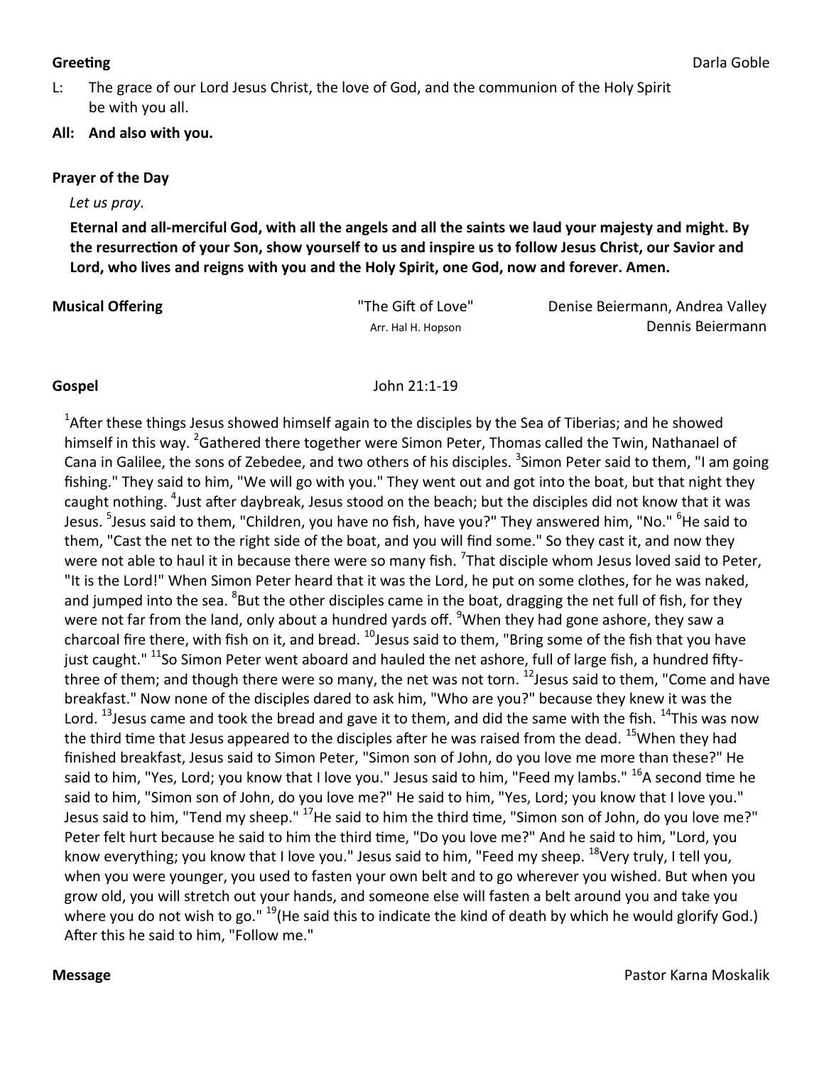**Greeting** Darla Goble

L: The grace of our Lord Jesus Christ, the love of God, and the communion of the Holy Spirit be with you all.

**All: And also with you.**

**Prayer of the Day**

*Let us pray.*

**Eternal and all-merciful God, with all the angels and all the saints we laud your majesty and might. By the resurrection of your Son, show yourself to us and inspire us to follow Jesus Christ, our Savior and Lord, who lives and reigns with you and the Holy Spirit, one God, now and forever. Amen.**

**Musical Offering** "The Gift of Love" Denise Beiermann, Andrea Valley
Arr. Hal H. Hopson Dennis Beiermann

**Gospel** John 21:1-19

[1]After these things Jesus showed himself again to the disciples by the Sea of Tiberias; and he showed himself in this way. [2]Gathered there together were Simon Peter, Thomas called the Twin, Nathanael of Cana in Galilee, the sons of Zebedee, and two others of his disciples. [3]Simon Peter said to them, "I am going fishing." They said to him, "We will go with you." They went out and got into the boat, but that night they caught nothing. [4]Just after daybreak, Jesus stood on the beach; but the disciples did not know that it was Jesus. [5]Jesus said to them, "Children, you have no fish, have you?" They answered him, "No." [6]He said to them, "Cast the net to the right side of the boat, and you will find some." So they cast it, and now they were not able to haul it in because there were so many fish. [7]That disciple whom Jesus loved said to Peter, "It is the Lord!" When Simon Peter heard that it was the Lord, he put on some clothes, for he was naked, and jumped into the sea. [8]But the other disciples came in the boat, dragging the net full of fish, for they were not far from the land, only about a hundred yards off. [9]When they had gone ashore, they saw a charcoal fire there, with fish on it, and bread. [10]Jesus said to them, "Bring some of the fish that you have just caught." [11]So Simon Peter went aboard and hauled the net ashore, full of large fish, a hundred fifty-three of them; and though there were so many, the net was not torn. [12]Jesus said to them, "Come and have breakfast." Now none of the disciples dared to ask him, "Who are you?" because they knew it was the Lord. [13]Jesus came and took the bread and gave it to them, and did the same with the fish. [14]This was now the third time that Jesus appeared to the disciples after he was raised from the dead. [15]When they had finished breakfast, Jesus said to Simon Peter, "Simon son of John, do you love me more than these?" He said to him, "Yes, Lord; you know that I love you." Jesus said to him, "Feed my lambs." [16]A second time he said to him, "Simon son of John, do you love me?" He said to him, "Yes, Lord; you know that I love you." Jesus said to him, "Tend my sheep." [17]He said to him the third time, "Simon son of John, do you love me?" Peter felt hurt because he said to him the third time, "Do you love me?" And he said to him, "Lord, you know everything; you know that I love you." Jesus said to him, "Feed my sheep. [18]Very truly, I tell you, when you were younger, you used to fasten your own belt and to go wherever you wished. But when you grow old, you will stretch out your hands, and someone else will fasten a belt around you and take you where you do not wish to go." [19](He said this to indicate the kind of death by which he would glorify God.) After this he said to him, "Follow me."

**Message** Pastor Karna Moskalik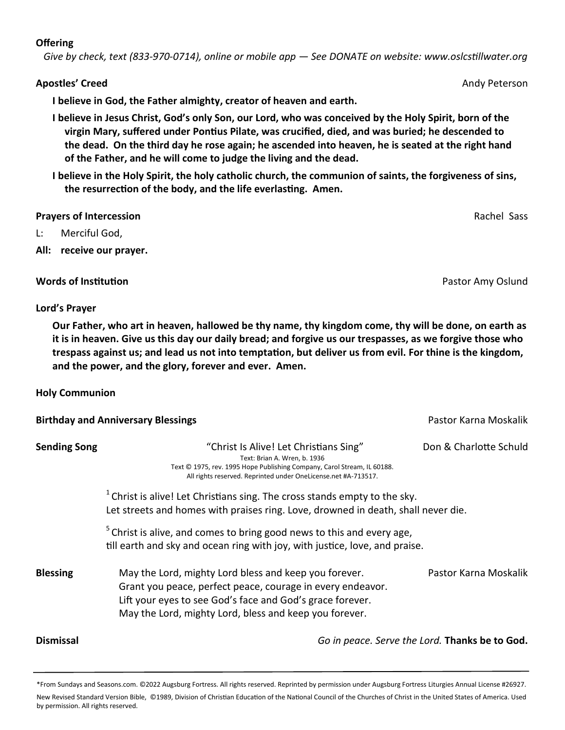**Offering**

*Give by check, text (833-970-0714), online or mobile app — See DONATE on website: www.oslcstillwater.org*

**Apostles' Creed** Andy Peterson

**I believe in God, the Father almighty, creator of heaven and earth.**

**I believe in Jesus Christ, God's only Son, our Lord, who was conceived by the Holy Spirit, born of the virgin Mary, suffered under Pontius Pilate, was crucified, died, and was buried; he descended to the dead. On the third day he rose again; he ascended into heaven, he is seated at the right hand of the Father, and he will come to judge the living and the dead.**

**I believe in the Holy Spirit, the holy catholic church, the communion of saints, the forgiveness of sins, the resurrection of the body, and the life everlasting. Amen.**

**Prayers of Intercession** Rachel Sass

L: Merciful God,

**All: receive our prayer.**

**Words of Institution** Pastor Amy Oslund

**Lord's Prayer**

**Our Father, who art in heaven, hallowed be thy name, thy kingdom come, thy will be done, on earth as it is in heaven. Give us this day our daily bread; and forgive us our trespasses, as we forgive those who trespass against us; and lead us not into temptation, but deliver us from evil. For thine is the kingdom, and the power, and the glory, forever and ever. Amen.**

**Holy Communion**

**Birthday and Anniversary Blessings** Pastor Karna Moskalik

**Sending Song** "Christ Is Alive! Let Christians Sing" Don & Charlotte Schuld

Text: Brian A. Wren, b. 1936
Text © 1975, rev. 1995 Hope Publishing Company, Carol Stream, IL 60188.
All rights reserved. Reprinted under OneLicense.net #A-713517.

[1] Christ is alive! Let Christians sing. The cross stands empty to the sky.
Let streets and homes with praises ring. Love, drowned in death, shall never die.

[5] Christ is alive, and comes to bring good news to this and every age,
till earth and sky and ocean ring with joy, with justice, love, and praise.

**Blessing** Pastor Karna Moskalik

May the Lord, mighty Lord bless and keep you forever.
Grant you peace, perfect peace, courage in every endeavor.
Lift your eyes to see God's face and God's grace forever.
May the Lord, mighty Lord, bless and keep you forever.

**Dismissal** *Go in peace. Serve the Lord.* **Thanks be to God.**

---

*From Sundays and Seasons.com. ©2022 Augsburg Fortress. All rights reserved. Reprinted by permission under Augsburg Fortress Liturgies Annual License #26927.

New Revised Standard Version Bible, ©1989, Division of Christian Education of the National Council of the Churches of Christ in the United States of America. Used by permission. All rights reserved.